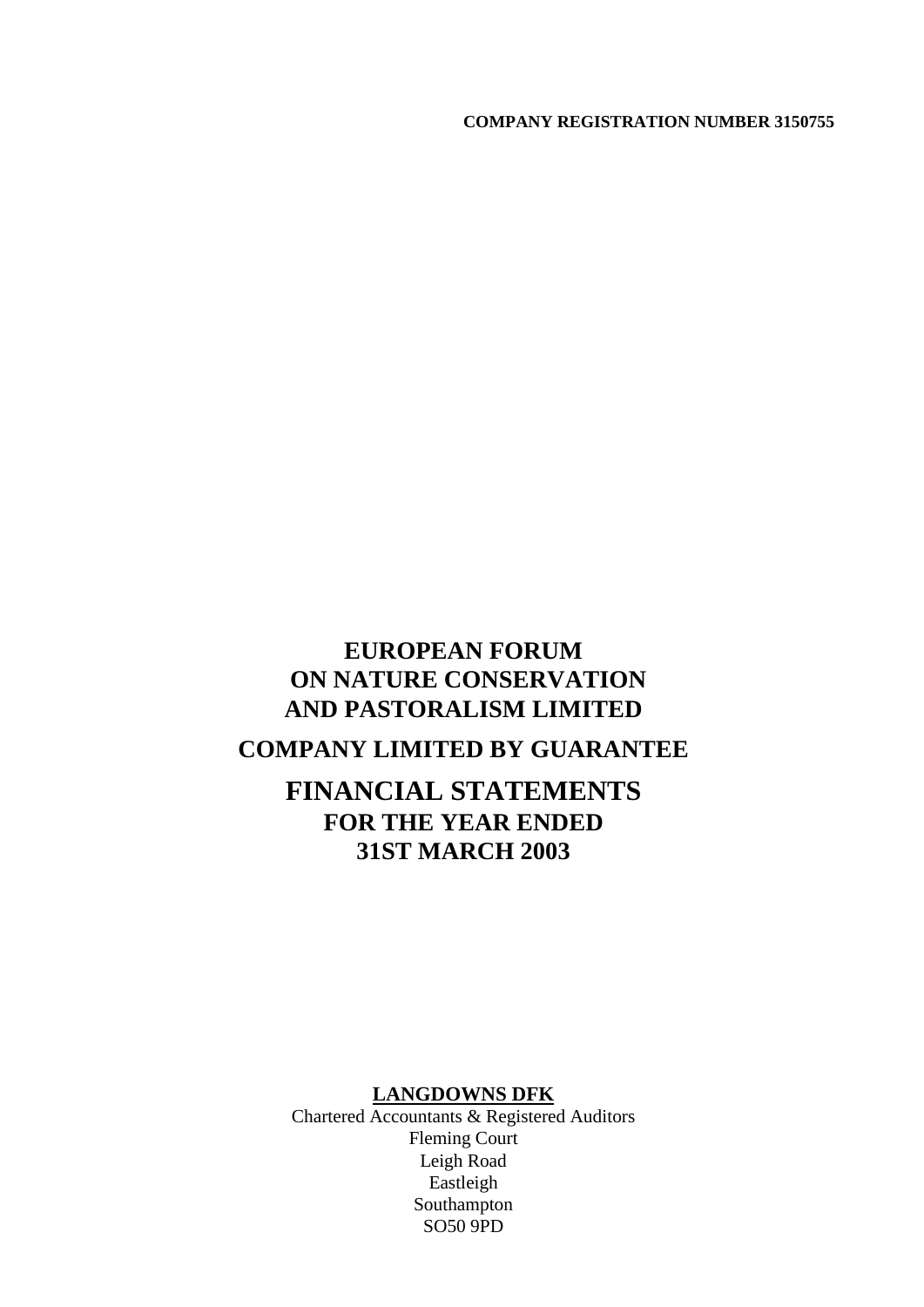**COMPANY REGISTRATION NUMBER 3150755**

# EUROPEAN FORUM ON NATURE CONSERVATION AND PASTORALISM LIMITED

## COMPANY LIMITED BY GUARANTEE

# FINANCIAL STATEMENTS

## FOR THE YEAR ENDED 31ST MARCH 2003

**LANGDOWNS DFK**
Chartered Accountants & Registered Auditors
Fleming Court
Leigh Road
Eastleigh
Southampton
SO50 9PD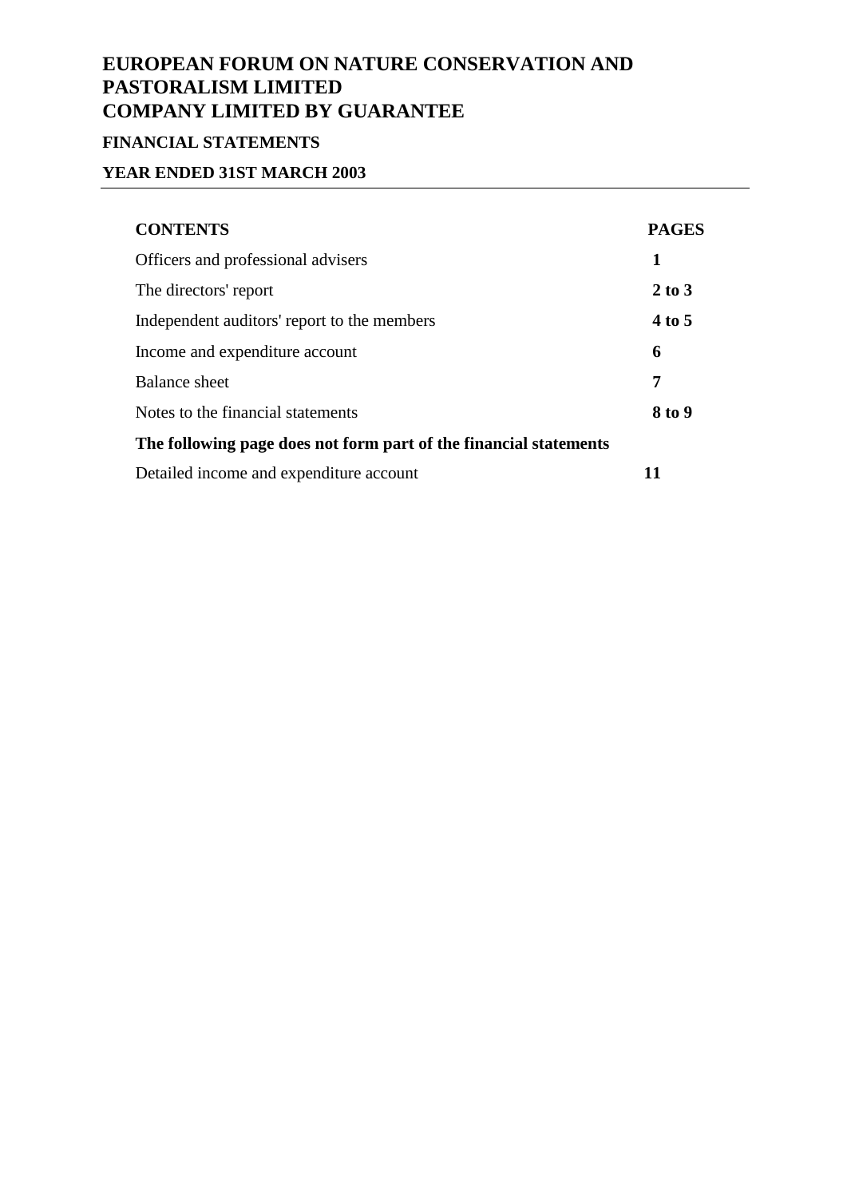# EUROPEAN FORUM ON NATURE CONSERVATION AND PASTORALISM LIMITED
# COMPANY LIMITED BY GUARANTEE

### FINANCIAL STATEMENTS

### YEAR ENDED 31ST MARCH 2003

| CONTENTS | PAGES |
|---|---|
| Officers and professional advisers | **1** |
| The directors' report | **2 to 3** |
| Independent auditors' report to the members | **4 to 5** |
| Income and expenditure account | **6** |
| Balance sheet | **7** |
| Notes to the financial statements | **8 to 9** |
| **The following page does not form part of the financial statements** | |
| Detailed income and expenditure account | **11** |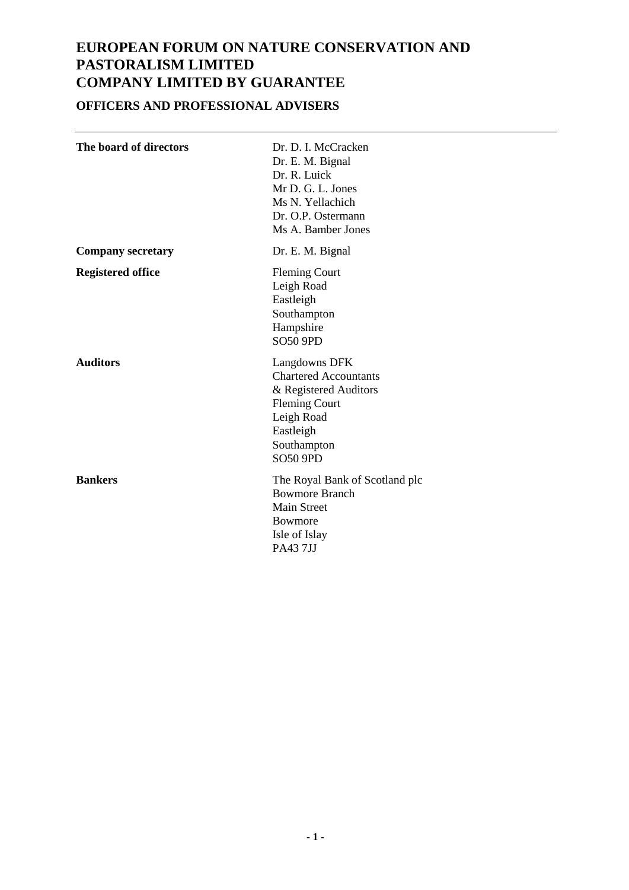# EUROPEAN FORUM ON NATURE CONSERVATION AND PASTORALISM LIMITED
# COMPANY LIMITED BY GUARANTEE

## OFFICERS AND PROFESSIONAL ADVISERS

| | |
|---|---|
| **The board of directors** | Dr. D. I. McCracken<br>Dr. E. M. Bignal<br>Dr. R. Luick<br>Mr D. G. L. Jones<br>Ms N. Yellachich<br>Dr. O.P. Ostermann<br>Ms A. Bamber Jones |
| **Company secretary** | Dr. E. M. Bignal |
| **Registered office** | Fleming Court<br>Leigh Road<br>Eastleigh<br>Southampton<br>Hampshire<br>SO50 9PD |
| **Auditors** | Langdowns DFK<br>Chartered Accountants<br>& Registered Auditors<br>Fleming Court<br>Leigh Road<br>Eastleigh<br>Southampton<br>SO50 9PD |
| **Bankers** | The Royal Bank of Scotland plc<br>Bowmore Branch<br>Main Street<br>Bowmore<br>Isle of Islay<br>PA43 7JJ |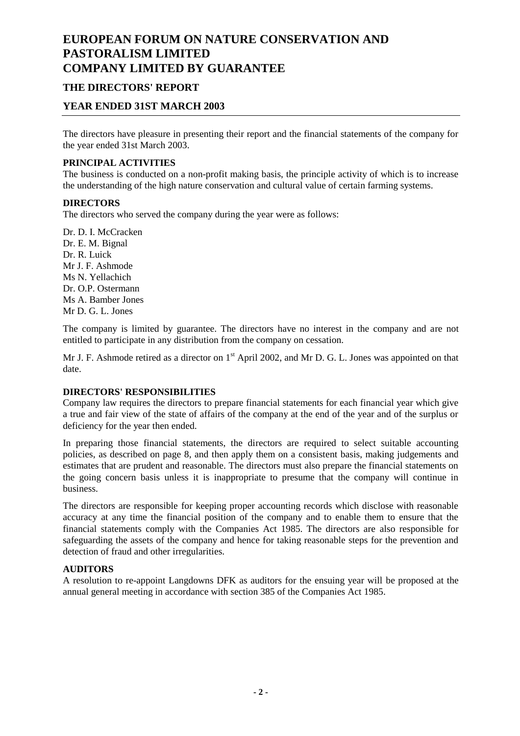# EUROPEAN FORUM ON NATURE CONSERVATION AND PASTORALISM LIMITED
# COMPANY LIMITED BY GUARANTEE

## THE DIRECTORS' REPORT

## YEAR ENDED 31ST MARCH 2003

The directors have pleasure in presenting their report and the financial statements of the company for the year ended 31st March 2003.

**PRINCIPAL ACTIVITIES**

The business is conducted on a non-profit making basis, the principle activity of which is to increase the understanding of the high nature conservation and cultural value of certain farming systems.

**DIRECTORS**

The directors who served the company during the year were as follows:

Dr. D. I. McCracken
Dr. E. M. Bignal
Dr. R. Luick
Mr J. F. Ashmode
Ms N. Yellachich
Dr. O.P. Ostermann
Ms A. Bamber Jones
Mr D. G. L. Jones

The company is limited by guarantee. The directors have no interest in the company and are not entitled to participate in any distribution from the company on cessation.

Mr J. F. Ashmode retired as a director on 1st April 2002, and Mr D. G. L. Jones was appointed on that date.

**DIRECTORS' RESPONSIBILITIES**

Company law requires the directors to prepare financial statements for each financial year which give a true and fair view of the state of affairs of the company at the end of the year and of the surplus or deficiency for the year then ended.

In preparing those financial statements, the directors are required to select suitable accounting policies, as described on page 8, and then apply them on a consistent basis, making judgements and estimates that are prudent and reasonable. The directors must also prepare the financial statements on the going concern basis unless it is inappropriate to presume that the company will continue in business.

The directors are responsible for keeping proper accounting records which disclose with reasonable accuracy at any time the financial position of the company and to enable them to ensure that the financial statements comply with the Companies Act 1985. The directors are also responsible for safeguarding the assets of the company and hence for taking reasonable steps for the prevention and detection of fraud and other irregularities.

**AUDITORS**

A resolution to re-appoint Langdowns DFK as auditors for the ensuing year will be proposed at the annual general meeting in accordance with section 385 of the Companies Act 1985.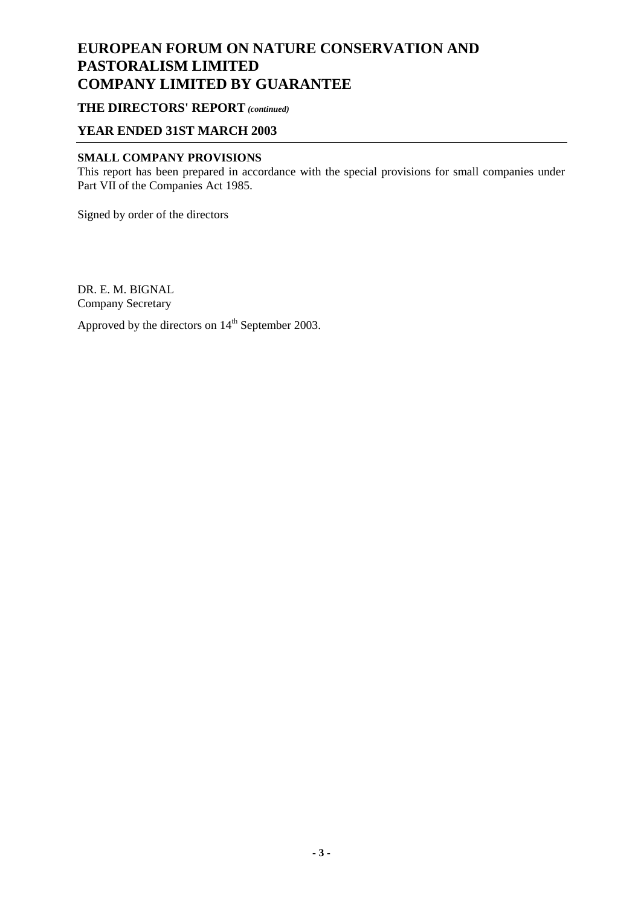# EUROPEAN FORUM ON NATURE CONSERVATION AND PASTORALISM LIMITED
# COMPANY LIMITED BY GUARANTEE

## THE DIRECTORS' REPORT *(continued)*

## YEAR ENDED 31ST MARCH 2003

### SMALL COMPANY PROVISIONS

This report has been prepared in accordance with the special provisions for small companies under Part VII of the Companies Act 1985.

Signed by order of the directors

DR. E. M. BIGNAL
Company Secretary

Approved by the directors on 14th September 2003.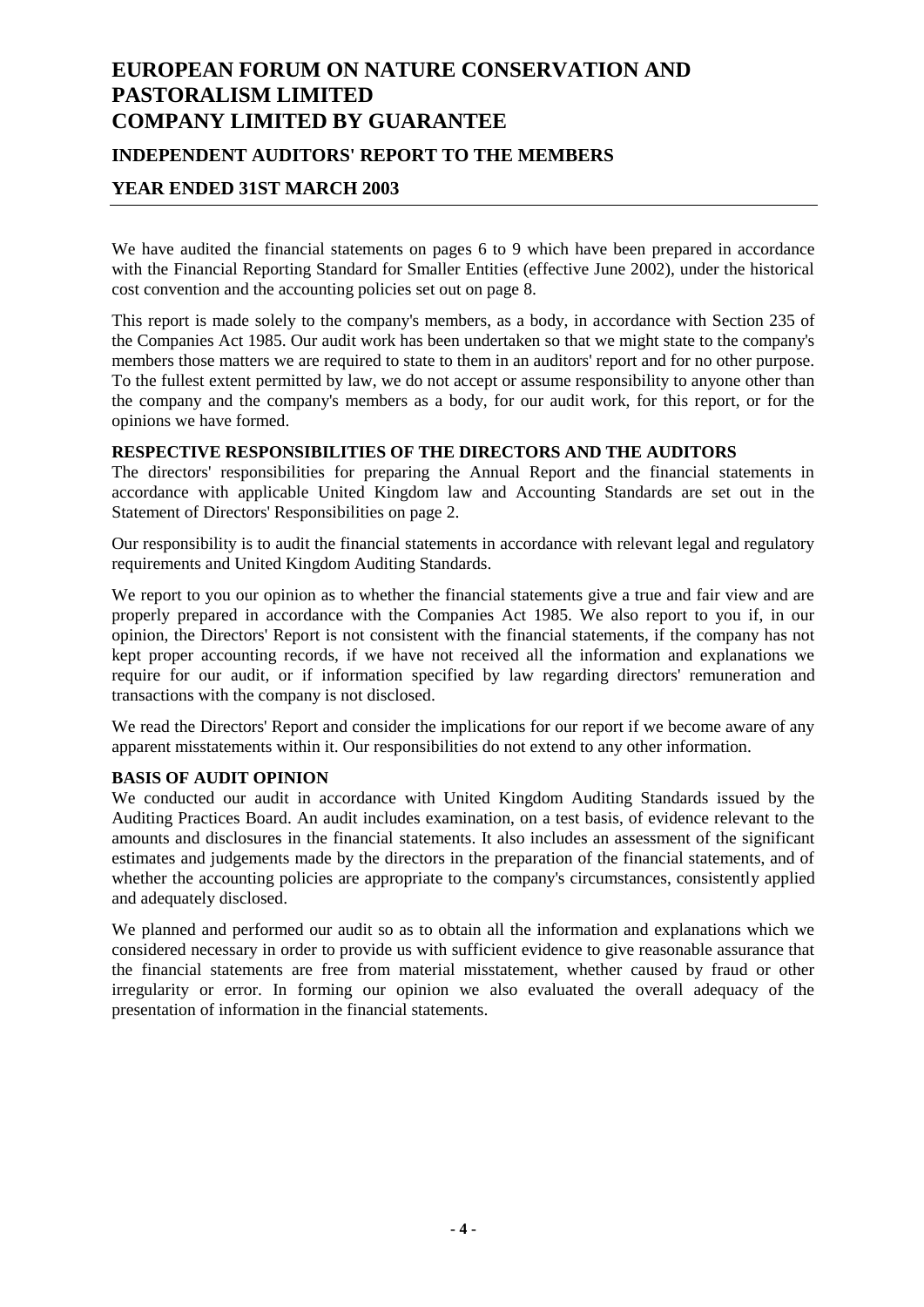# EUROPEAN FORUM ON NATURE CONSERVATION AND PASTORALISM LIMITED
# COMPANY LIMITED BY GUARANTEE

## INDEPENDENT AUDITORS' REPORT TO THE MEMBERS

## YEAR ENDED 31ST MARCH 2003

We have audited the financial statements on pages 6 to 9 which have been prepared in accordance with the Financial Reporting Standard for Smaller Entities (effective June 2002), under the historical cost convention and the accounting policies set out on page 8.

This report is made solely to the company's members, as a body, in accordance with Section 235 of the Companies Act 1985. Our audit work has been undertaken so that we might state to the company's members those matters we are required to state to them in an auditors' report and for no other purpose. To the fullest extent permitted by law, we do not accept or assume responsibility to anyone other than the company and the company's members as a body, for our audit work, for this report, or for the opinions we have formed.

**RESPECTIVE RESPONSIBILITIES OF THE DIRECTORS AND THE AUDITORS**

The directors' responsibilities for preparing the Annual Report and the financial statements in accordance with applicable United Kingdom law and Accounting Standards are set out in the Statement of Directors' Responsibilities on page 2.

Our responsibility is to audit the financial statements in accordance with relevant legal and regulatory requirements and United Kingdom Auditing Standards.

We report to you our opinion as to whether the financial statements give a true and fair view and are properly prepared in accordance with the Companies Act 1985. We also report to you if, in our opinion, the Directors' Report is not consistent with the financial statements, if the company has not kept proper accounting records, if we have not received all the information and explanations we require for our audit, or if information specified by law regarding directors' remuneration and transactions with the company is not disclosed.

We read the Directors' Report and consider the implications for our report if we become aware of any apparent misstatements within it. Our responsibilities do not extend to any other information.

**BASIS OF AUDIT OPINION**

We conducted our audit in accordance with United Kingdom Auditing Standards issued by the Auditing Practices Board. An audit includes examination, on a test basis, of evidence relevant to the amounts and disclosures in the financial statements. It also includes an assessment of the significant estimates and judgements made by the directors in the preparation of the financial statements, and of whether the accounting policies are appropriate to the company's circumstances, consistently applied and adequately disclosed.

We planned and performed our audit so as to obtain all the information and explanations which we considered necessary in order to provide us with sufficient evidence to give reasonable assurance that the financial statements are free from material misstatement, whether caused by fraud or other irregularity or error. In forming our opinion we also evaluated the overall adequacy of the presentation of information in the financial statements.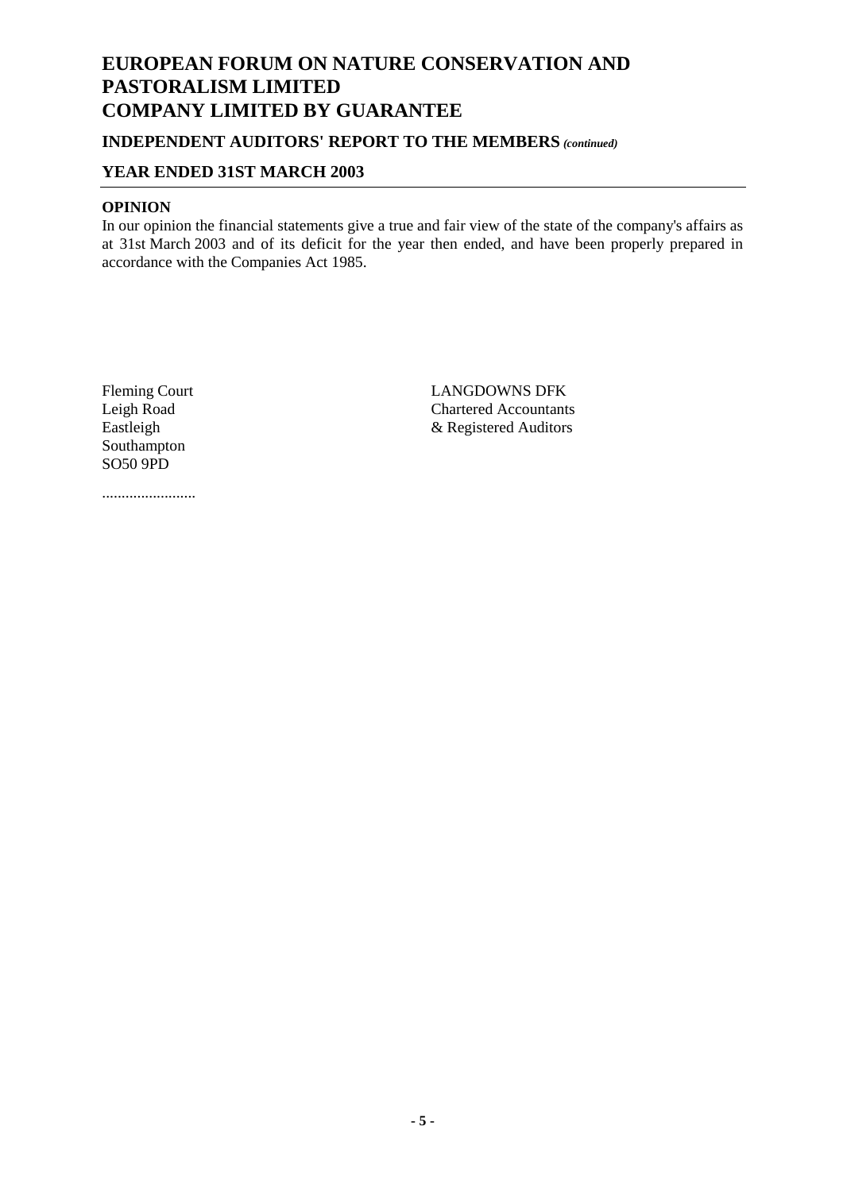# EUROPEAN FORUM ON NATURE CONSERVATION AND PASTORALISM LIMITED
# COMPANY LIMITED BY GUARANTEE

### INDEPENDENT AUDITORS' REPORT TO THE MEMBERS *(continued)*

### YEAR ENDED 31ST MARCH 2003

**OPINION**

In our opinion the financial statements give a true and fair view of the state of the company's affairs as at 31st March 2003 and of its deficit for the year then ended, and have been properly prepared in accordance with the Companies Act 1985.

Fleming Court
Leigh Road
Eastleigh
Southampton
SO50 9PD

LANGDOWNS DFK
Chartered Accountants
& Registered Auditors

........................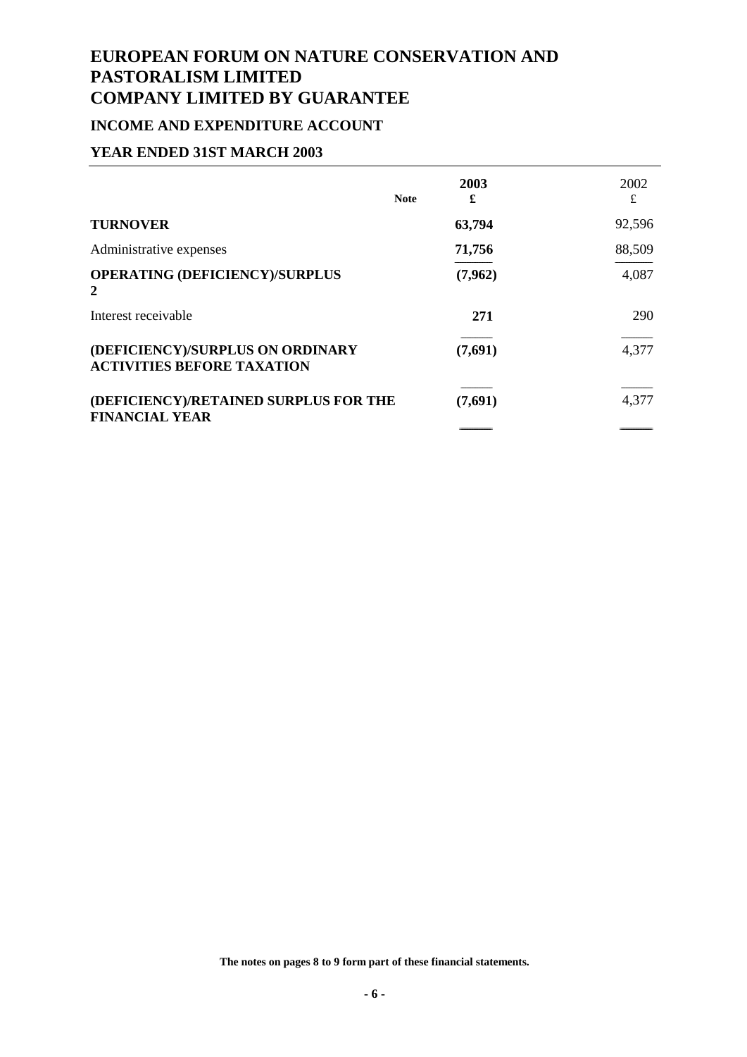# EUROPEAN FORUM ON NATURE CONSERVATION AND PASTORALISM LIMITED
# COMPANY LIMITED BY GUARANTEE

## INCOME AND EXPENDITURE ACCOUNT

## YEAR ENDED 31ST MARCH 2003

| | Note | 2003 £ | 2002 £ |
|---|---|---|---|
| **TURNOVER** | | **63,794** | 92,596 |
| Administrative expenses | | **71,756** | 88,509 |
| **OPERATING (DEFICIENCY)/SURPLUS** | 2 | **(7,962)** | 4,087 |
| Interest receivable | | **271** | 290 |
| **(DEFICIENCY)/SURPLUS ON ORDINARY ACTIVITIES BEFORE TAXATION** | | **(7,691)** | 4,377 |
| **(DEFICIENCY)/RETAINED SURPLUS FOR THE FINANCIAL YEAR** | | **(7,691)** | 4,377 |

**The notes on pages 8 to 9 form part of these financial statements.**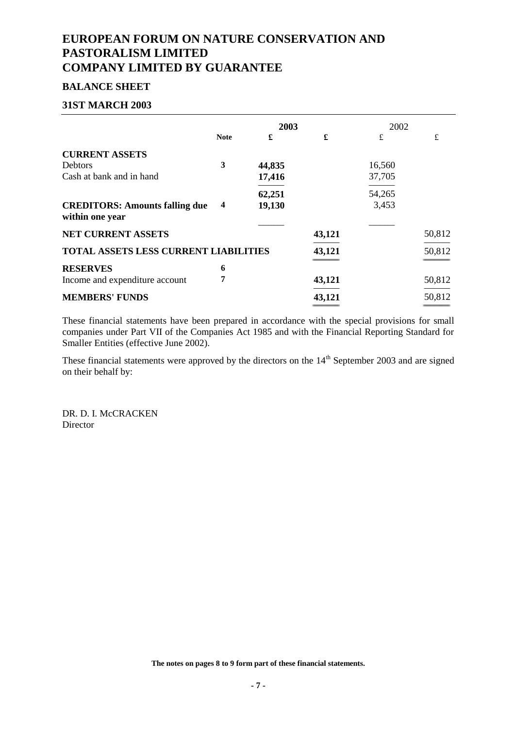# EUROPEAN FORUM ON NATURE CONSERVATION AND PASTORALISM LIMITED
# COMPANY LIMITED BY GUARANTEE

## BALANCE SHEET

## 31ST MARCH 2003

| | Note | 2003 £ | 2003 £ | 2002 £ | 2002 £ |
|---|---|---|---|---|---|
| **CURRENT ASSETS** | | | | | |
| Debtors | 3 | 44,835 | | 16,560 | |
| Cash at bank and in hand | | 17,416 | | 37,705 | |
| | | 62,251 | | 54,265 | |
| **CREDITORS: Amounts falling due within one year** | 4 | 19,130 | | 3,453 | |
| **NET CURRENT ASSETS** | | | 43,121 | | 50,812 |
| **TOTAL ASSETS LESS CURRENT LIABILITIES** | | | 43,121 | | 50,812 |
| **RESERVES** | 6 | | | | |
| Income and expenditure account | 7 | | 43,121 | | 50,812 |
| **MEMBERS' FUNDS** | | | 43,121 | | 50,812 |

These financial statements have been prepared in accordance with the special provisions for small companies under Part VII of the Companies Act 1985 and with the Financial Reporting Standard for Smaller Entities (effective June 2002).

These financial statements were approved by the directors on the 14th September 2003 and are signed on their behalf by:

DR. D. I. McCRACKEN
Director

**The notes on pages 8 to 9 form part of these financial statements.**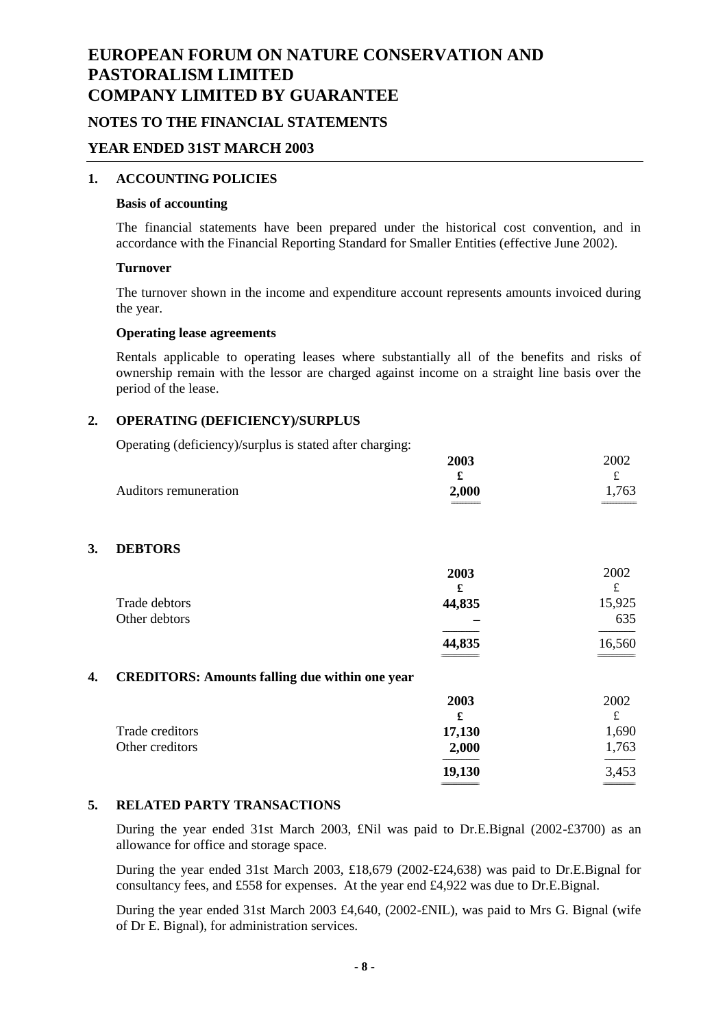# EUROPEAN FORUM ON NATURE CONSERVATION AND PASTORALISM LIMITED
# COMPANY LIMITED BY GUARANTEE

## NOTES TO THE FINANCIAL STATEMENTS

## YEAR ENDED 31ST MARCH 2003

### 1. ACCOUNTING POLICIES

**Basis of accounting**

The financial statements have been prepared under the historical cost convention, and in accordance with the Financial Reporting Standard for Smaller Entities (effective June 2002).

**Turnover**

The turnover shown in the income and expenditure account represents amounts invoiced during the year.

**Operating lease agreements**

Rentals applicable to operating leases where substantially all of the benefits and risks of ownership remain with the lessor are charged against income on a straight line basis over the period of the lease.

### 2. OPERATING (DEFICIENCY)/SURPLUS

Operating (deficiency)/surplus is stated after charging:

| | **2003** | 2002 |
|---|---|---|
| | **£** | £ |
| Auditors remuneration | **2,000** | 1,763 |

### 3. DEBTORS

| | **2003** | 2002 |
|---|---|---|
| | **£** | £ |
| Trade debtors | **44,835** | 15,925 |
| Other debtors | **–** | 635 |
| | **44,835** | 16,560 |

### 4. CREDITORS: Amounts falling due within one year

| | **2003** | 2002 |
|---|---|---|
| | **£** | £ |
| Trade creditors | **17,130** | 1,690 |
| Other creditors | **2,000** | 1,763 |
| | **19,130** | 3,453 |

### 5. RELATED PARTY TRANSACTIONS

During the year ended 31st March 2003, £Nil was paid to Dr.E.Bignal (2002-£3700) as an allowance for office and storage space.

During the year ended 31st March 2003, £18,679 (2002-£24,638) was paid to Dr.E.Bignal for consultancy fees, and £558 for expenses. At the year end £4,922 was due to Dr.E.Bignal.

During the year ended 31st March 2003 £4,640, (2002-£NIL), was paid to Mrs G. Bignal (wife of Dr E. Bignal), for administration services.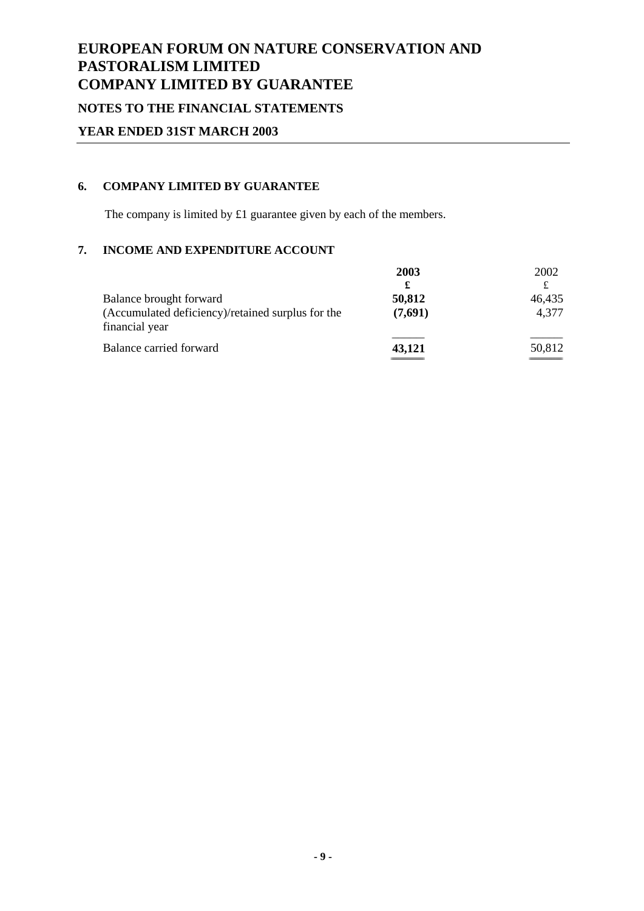# EUROPEAN FORUM ON NATURE CONSERVATION AND PASTORALISM LIMITED
# COMPANY LIMITED BY GUARANTEE

## NOTES TO THE FINANCIAL STATEMENTS

## YEAR ENDED 31ST MARCH 2003

### 6. COMPANY LIMITED BY GUARANTEE

The company is limited by £1 guarantee given by each of the members.

### 7. INCOME AND EXPENDITURE ACCOUNT

| | **2003** | 2002 |
|---|---|---|
| | **£** | £ |
| Balance brought forward | **50,812** | 46,435 |
| (Accumulated deficiency)/retained surplus for the financial year | **(7,691)** | 4,377 |
| Balance carried forward | **43,121** | 50,812 |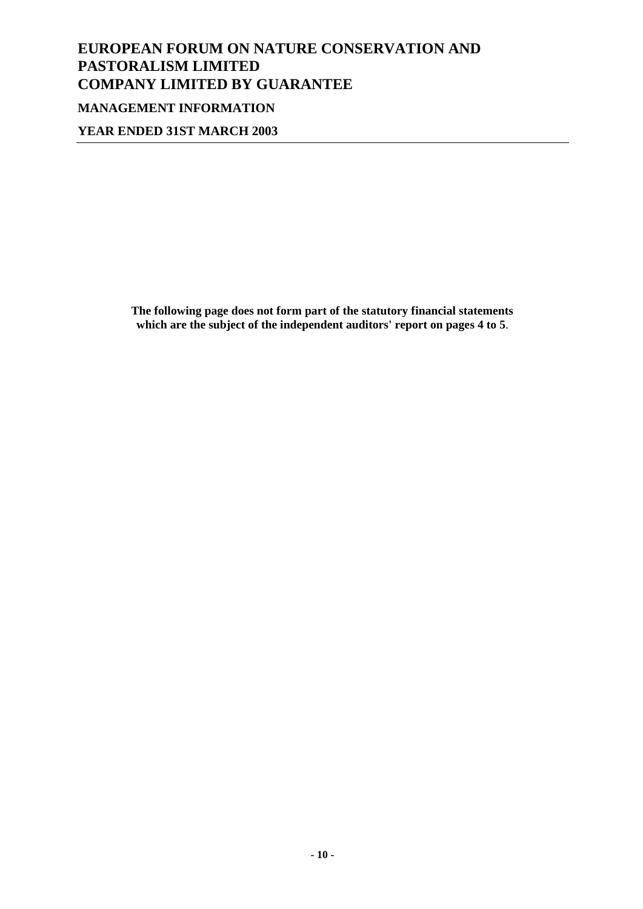# EUROPEAN FORUM ON NATURE CONSERVATION AND PASTORALISM LIMITED
# COMPANY LIMITED BY GUARANTEE

## MANAGEMENT INFORMATION

## YEAR ENDED 31ST MARCH 2003

**The following page does not form part of the statutory financial statements which are the subject of the independent auditors' report on pages 4 to 5**.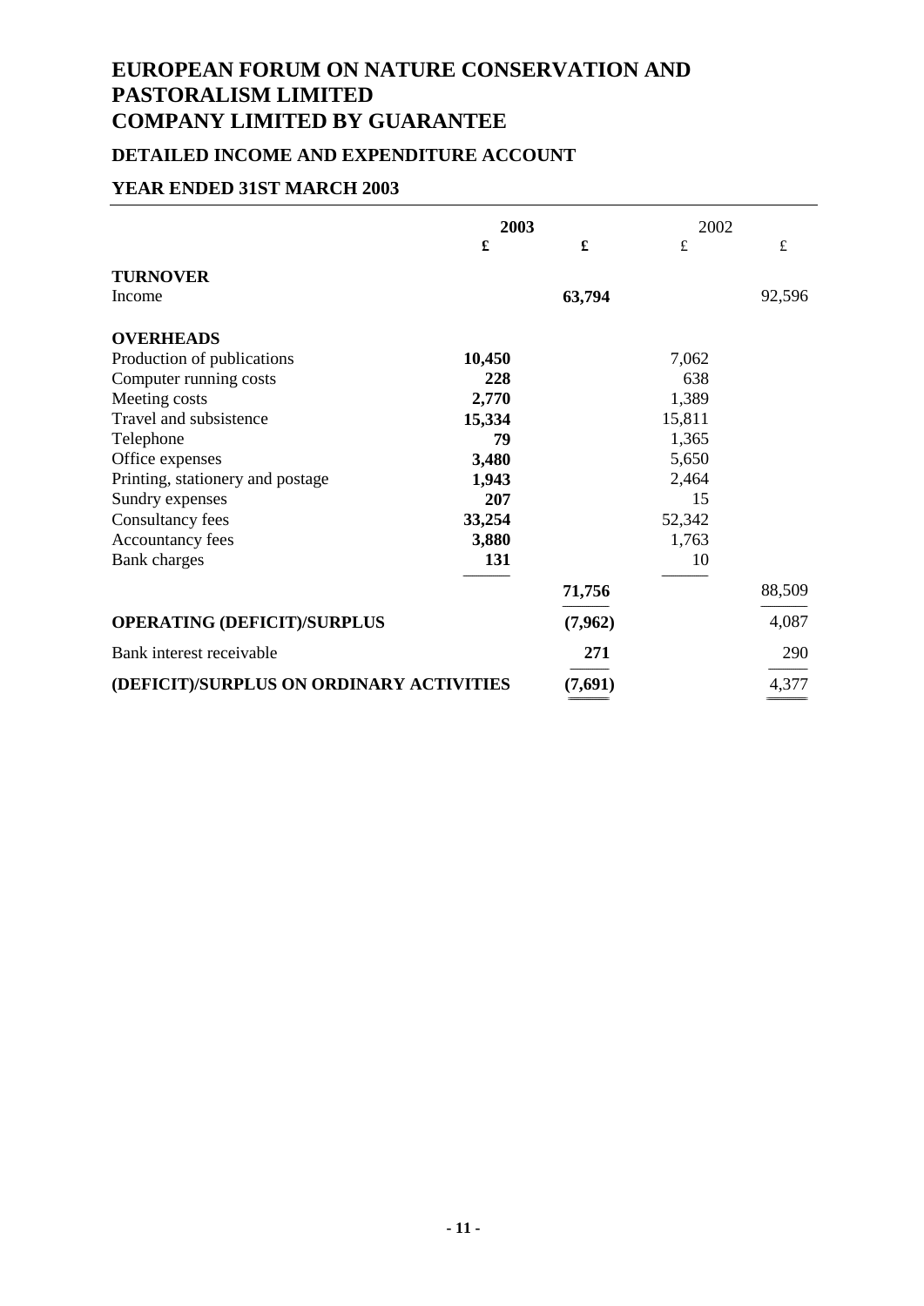# EUROPEAN FORUM ON NATURE CONSERVATION AND PASTORALISM LIMITED
# COMPANY LIMITED BY GUARANTEE

## DETAILED INCOME AND EXPENDITURE ACCOUNT

## YEAR ENDED 31ST MARCH 2003

| | 2003 | | 2002 | |
|---|---|---|---|---|
| | £ | £ | £ | £ |
| **TURNOVER** | | | | |
| Income | | **63,794** | | 92,596 |
| **OVERHEADS** | | | | |
| Production of publications | **10,450** | | 7,062 | |
| Computer running costs | **228** | | 638 | |
| Meeting costs | **2,770** | | 1,389 | |
| Travel and subsistence | **15,334** | | 15,811 | |
| Telephone | **79** | | 1,365 | |
| Office expenses | **3,480** | | 5,650 | |
| Printing, stationery and postage | **1,943** | | 2,464 | |
| Sundry expenses | **207** | | 15 | |
| Consultancy fees | **33,254** | | 52,342 | |
| Accountancy fees | **3,880** | | 1,763 | |
| Bank charges | **131** | | 10 | |
| | | **71,756** | | 88,509 |
| **OPERATING (DEFICIT)/SURPLUS** | | **(7,962)** | | 4,087 |
| Bank interest receivable | | **271** | | 290 |
| **(DEFICIT)/SURPLUS ON ORDINARY ACTIVITIES** | | **(7,691)** | | 4,377 |